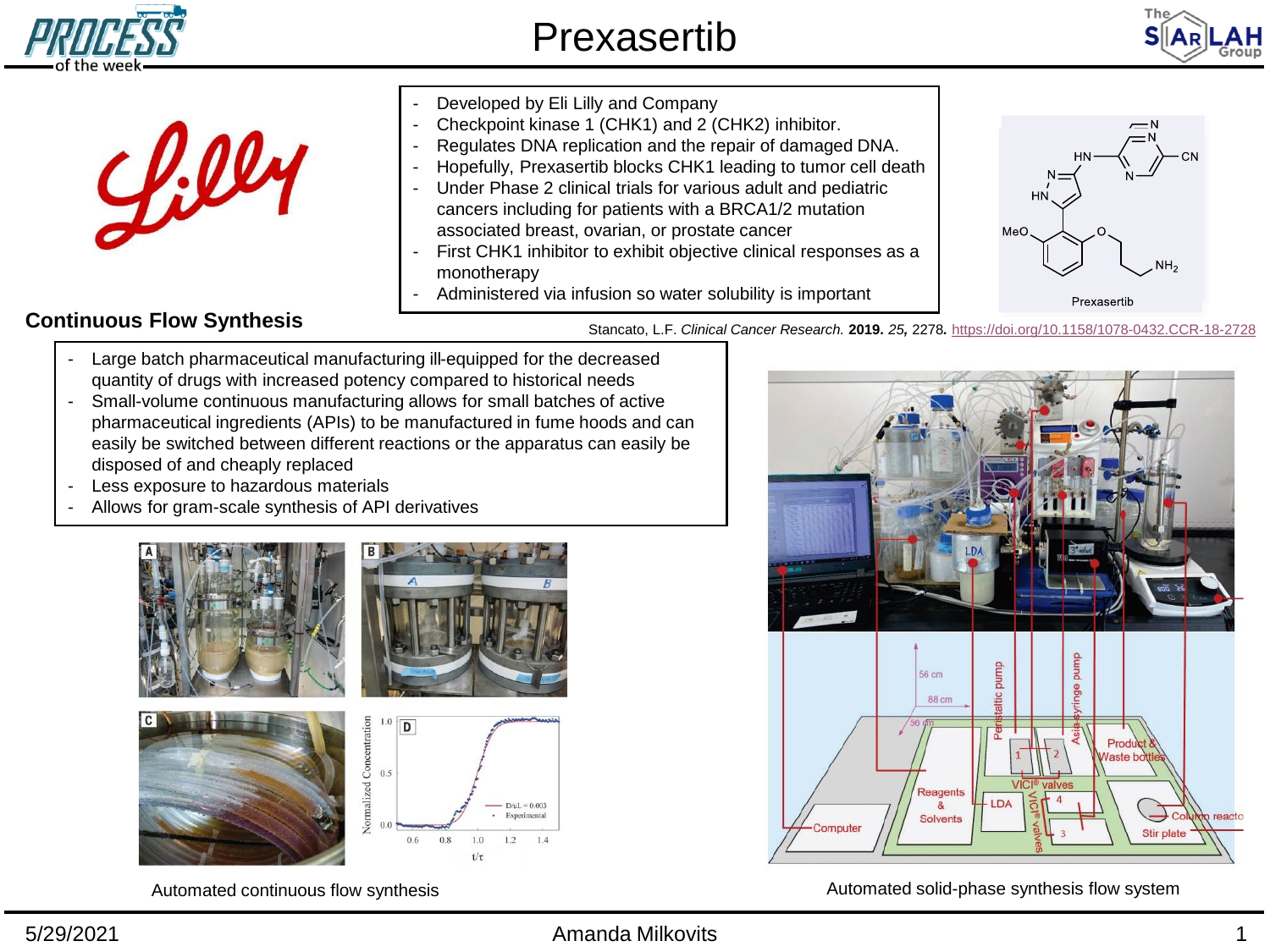# Prexasertib

- Developed by Eli Lilly and Company
- Checkpoint kinase 1 (CHK1) and 2 (CHK2) inhibitor.
- Regulates DNA replication and the repair of damaged DNA.
- Hopefully, Prexasertib blocks CHK1 leading to tumor cell death
- Under Phase 2 clinical trials for various adult and pediatric cancers including for patients with a BRCA1/2 mutation associated breast, ovarian, or prostate cancer
- First CHK1 inhibitor to exhibit objective clinical responses as a monotherapy
- Administered via infusion so water solubility is important

Prexasertib

Stancato, L.F. *Clinical Cancer Research.* **2019.** *25,* 2278*.* https://doi.org/10.1158/1078-0432.CCR-18-2728

## Continuous Flow Synthesis

- Large batch pharmaceutical manufacturing ill-equipped for the decreased quantity of drugs with increased potency compared to historical needs
- Small-volume continuous manufacturing allows for small batches of active pharmaceutical ingredients (APIs) to be manufactured in fume hoods and can easily be switched between different reactions or the apparatus can easily be disposed of and cheaply replaced
- Less exposure to hazardous materials
- Allows for gram-scale synthesis of API derivatives

Automated continuous flow synthesis

Automated solid-phase synthesis flow system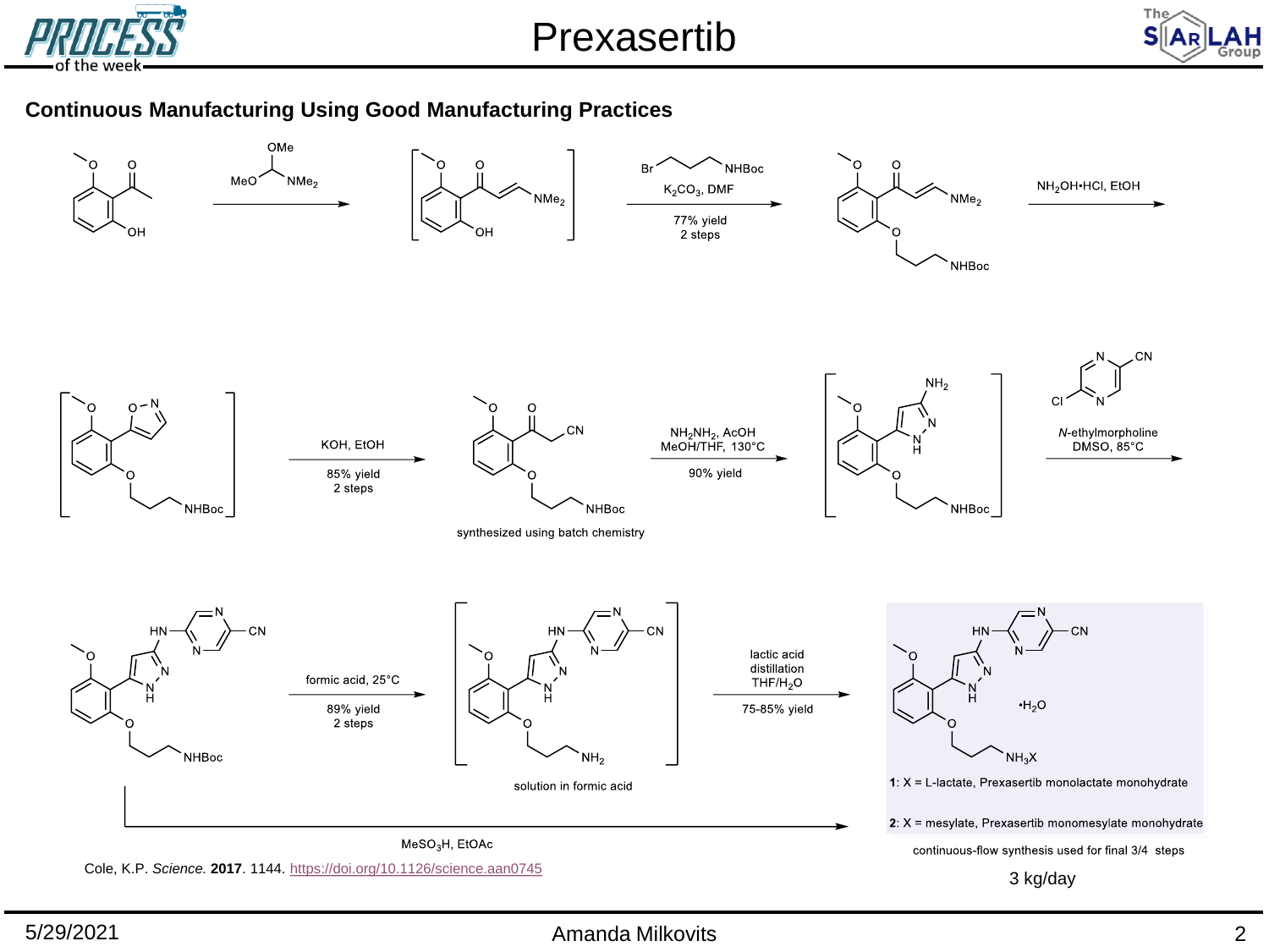# Prexasertib

## Continuous Manufacturing Using Good Manufacturing Practices

MeO–CH(OMe)–$NMe_2$

$NH_2OH{\bullet}HCl$, EtOH

Br–(CH$_2$)$_3$–NHBoc

$K_2CO_3$, DMF

77% yield
2 steps

KOH, EtOH

85% yield
2 steps

synthesized using batch chemistry

$NH_2NH_2$, AcOH
MeOH/THF, 130°C

90% yield

N-ethylmorpholine
DMSO, 85°C

formic acid, 25°C

89% yield
2 steps

solution in formic acid

lactic acid
distillation
THF/$H_2O$

75-85% yield

$MeSO_3H$, EtOAc

$\bullet H_2O$

$NH_3X$

**1**: X = L-lactate, Prexasertib monolactate monohydrate

**2**: X = mesylate, Prexasertib monomesylate monohydrate

continuous-flow synthesis used for final 3/4 steps

3 kg/day

Cole, K.P. *Science.* **2017**. 1144. https://doi.org/10.1126/science.aan0745

5/29/2021

Amanda Milkovits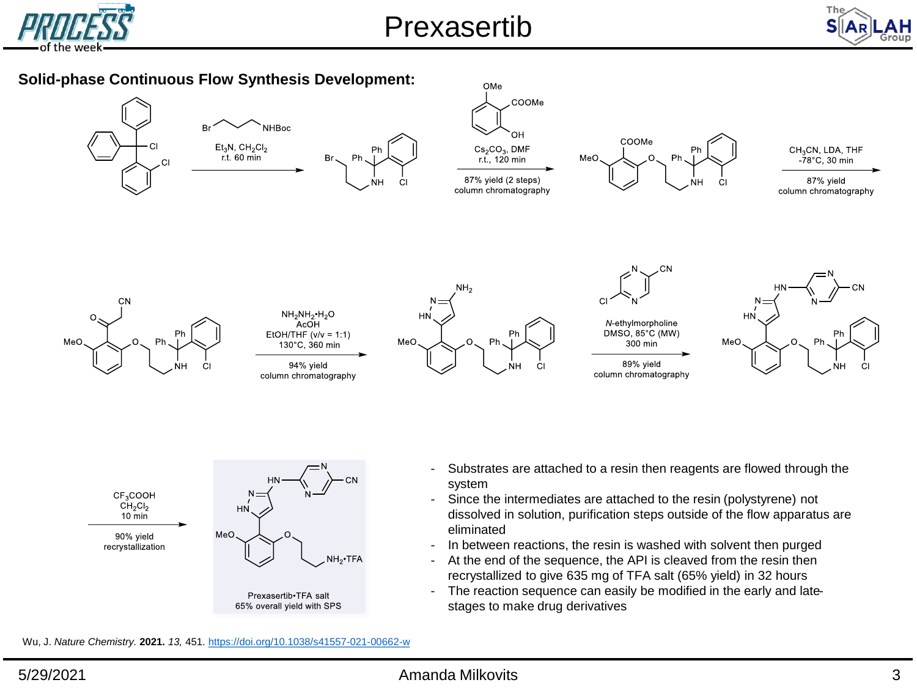# Prexasertib

## Solid-phase Continuous Flow Synthesis Development:

Br⌒⌒NHBoc; $Et_3N$, $CH_2Cl_2$; r.t. 60 min

$Cs_2CO_3$, DMF; r.t., 120 min; 87% yield (2 steps); column chromatography

$CH_3CN$, LDA, THF; -78°C, 30 min; 87% yield; column chromatography

$NH_2NH_2{\cdot}H_2O$; AcOH; EtOH/THF (v/v = 1:1); 130°C, 360 min; 94% yield; column chromatography

*N*-ethylmorpholine; DMSO, 85°C (MW); 300 min; 89% yield; column chromatography

$CF_3COOH$; $CH_2Cl_2$; 10 min; 90% yield; recrystallization

Prexasertib•TFA salt
65% overall yield with SPS

- Substrates are attached to a resin then reagents are flowed through the system
- Since the intermediates are attached to the resin (polystyrene) not dissolved in solution, purification steps outside of the flow apparatus are eliminated
- In between reactions, the resin is washed with solvent then purged
- At the end of the sequence, the API is cleaved from the resin then recrystallized to give 635 mg of TFA salt (65% yield) in 32 hours
- The reaction sequence can easily be modified in the early and late-stages to make drug derivatives

Wu, J. *Nature Chemistry.* **2021.** *13,* 451. https://doi.org/10.1038/s41557-021-00662-w

5/29/2021 Amanda Milkovits